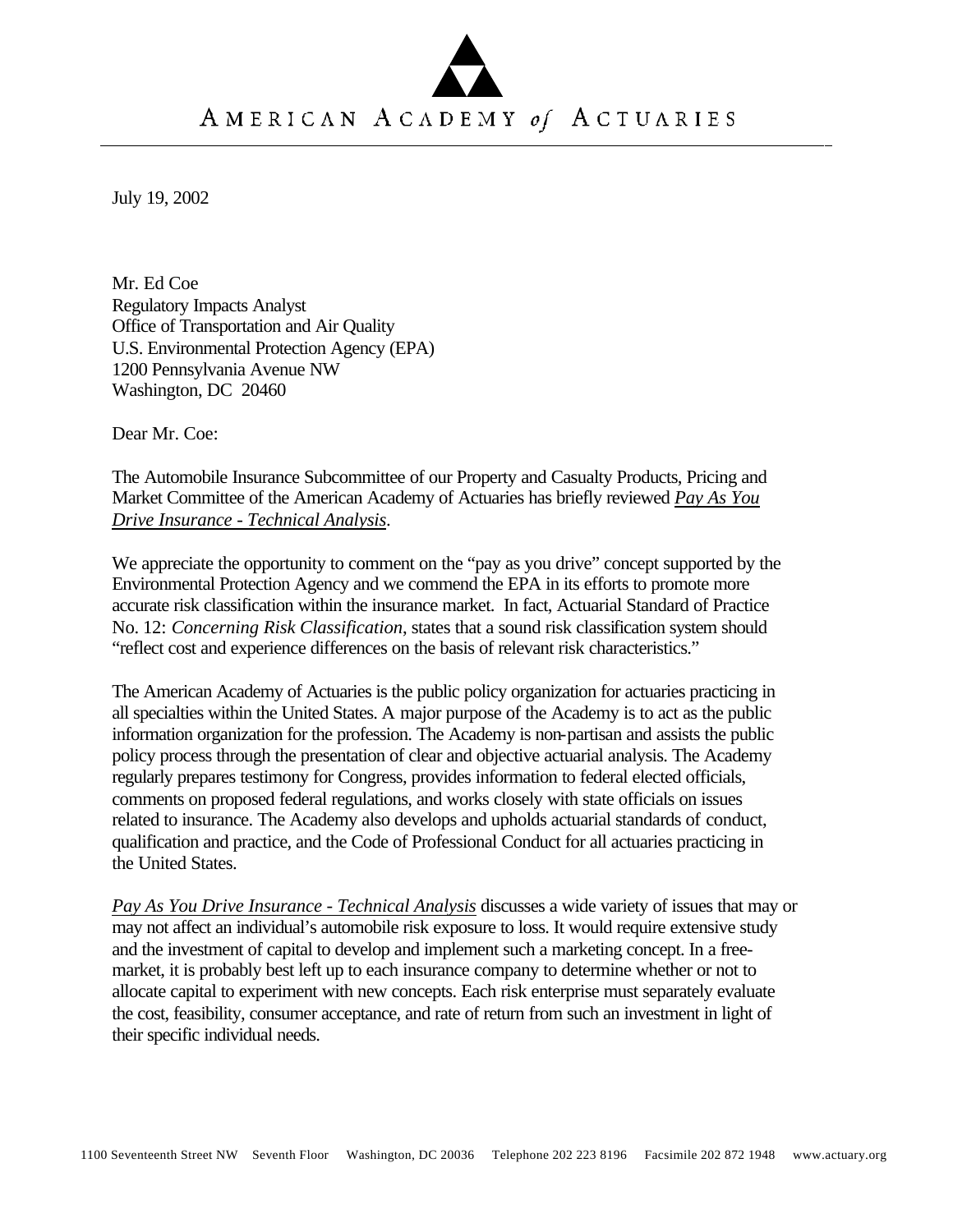# AMERICAN ACADEMY *of* ACTUARIES

July 19, 2002

Mr. Ed Coe
Regulatory Impacts Analyst
Office of Transportation and Air Quality
U.S. Environmental Protection Agency (EPA)
1200 Pennsylvania Avenue NW
Washington, DC 20460

Dear Mr. Coe:

The Automobile Insurance Subcommittee of our Property and Casualty Products, Pricing and Market Committee of the American Academy of Actuaries has briefly reviewed *Pay As You Drive Insurance - Technical Analysis*.

We appreciate the opportunity to comment on the "pay as you drive" concept supported by the Environmental Protection Agency and we commend the EPA in its efforts to promote more accurate risk classification within the insurance market. In fact, Actuarial Standard of Practice No. 12: *Concerning Risk Classification*, states that a sound risk classification system should "reflect cost and experience differences on the basis of relevant risk characteristics."

The American Academy of Actuaries is the public policy organization for actuaries practicing in all specialties within the United States. A major purpose of the Academy is to act as the public information organization for the profession. The Academy is non-partisan and assists the public policy process through the presentation of clear and objective actuarial analysis. The Academy regularly prepares testimony for Congress, provides information to federal elected officials, comments on proposed federal regulations, and works closely with state officials on issues related to insurance. The Academy also develops and upholds actuarial standards of conduct, qualification and practice, and the Code of Professional Conduct for all actuaries practicing in the United States.

*Pay As You Drive Insurance - Technical Analysis* discusses a wide variety of issues that may or may not affect an individual's automobile risk exposure to loss. It would require extensive study and the investment of capital to develop and implement such a marketing concept. In a free-market, it is probably best left up to each insurance company to determine whether or not to allocate capital to experiment with new concepts. Each risk enterprise must separately evaluate the cost, feasibility, consumer acceptance, and rate of return from such an investment in light of their specific individual needs.

1100 Seventeenth Street NW Seventh Floor Washington, DC 20036 Telephone 202 223 8196 Facsimile 202 872 1948 www.actuary.org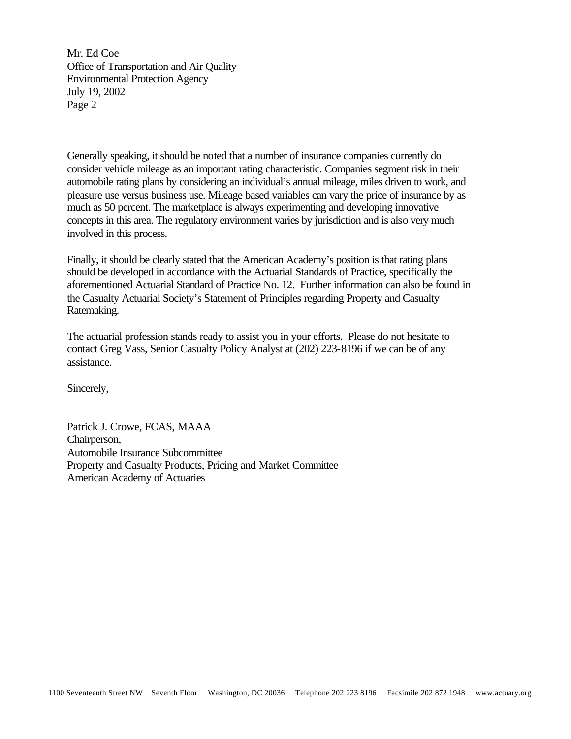Generally speaking, it should be noted that a number of insurance companies currently do consider vehicle mileage as an important rating characteristic. Companies segment risk in their automobile rating plans by considering an individual's annual mileage, miles driven to work, and pleasure use versus business use. Mileage based variables can vary the price of insurance by as much as 50 percent. The marketplace is always experimenting and developing innovative concepts in this area. The regulatory environment varies by jurisdiction and is also very much involved in this process.

Finally, it should be clearly stated that the American Academy's position is that rating plans should be developed in accordance with the Actuarial Standards of Practice, specifically the aforementioned Actuarial Standard of Practice No. 12. Further information can also be found in the Casualty Actuarial Society's Statement of Principles regarding Property and Casualty Ratemaking.

The actuarial profession stands ready to assist you in your efforts. Please do not hesitate to contact Greg Vass, Senior Casualty Policy Analyst at (202) 223-8196 if we can be of any assistance.

Sincerely,

Patrick J. Crowe, FCAS, MAAA
Chairperson,
Automobile Insurance Subcommittee
Property and Casualty Products, Pricing and Market Committee
American Academy of Actuaries